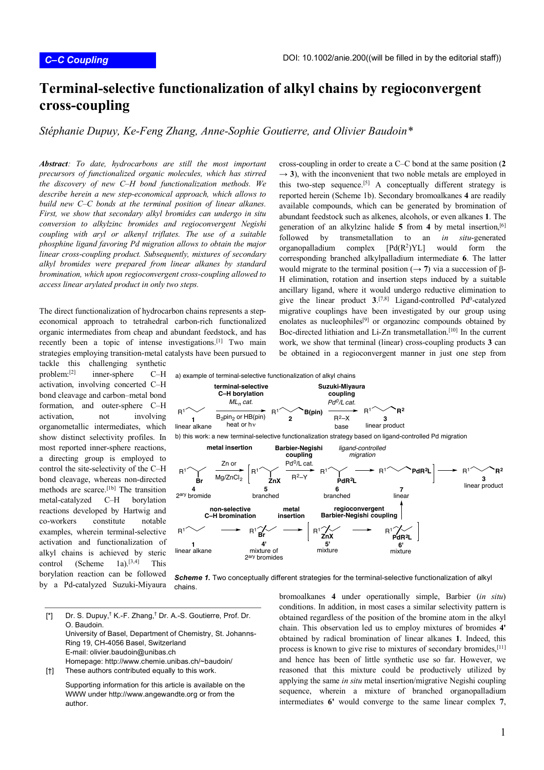C–C Coupling

DOI: 10.1002/anie.200((will be filled in by the editorial staff))

# Terminal-selective functionalization of alkyl chains by regioconvergent cross-coupling

*Stéphanie Dupuy, Ke-Feng Zhang, Anne-Sophie Goutierre, and Olivier Baudoin\**

***Abstract**: To date, hydrocarbons are still the most important precursors of functionalized organic molecules, which has stirred the discovery of new C–H bond functionalization methods. We describe herein a new step-economical approach, which allows to build new C–C bonds at the terminal position of linear alkanes. First, we show that secondary alkyl bromides can undergo in situ conversion to alkylzinc bromides and regioconvergent Negishi coupling with aryl or alkenyl triflates. The use of a suitable phosphine ligand favoring Pd migration allows to obtain the major linear cross-coupling product. Subsequently, mixtures of secondary alkyl bromides were prepared from linear alkanes by standard bromination, which upon regioconvergent cross-coupling allowed to access linear arylated product in only two steps.*

The direct functionalization of hydrocarbon chains represents a step-economical approach to tetrahedral carbon-rich functionalized organic intermediates from cheap and abundant feedstock, and has recently been a topic of intense investigations.[1] Two main strategies employing transition-metal catalysts have been pursued to tackle this challenging synthetic problem:[2] inner-sphere C–H activation, involving concerted C–H bond cleavage and carbon–metal bond formation, and outer-sphere C–H activation, not involving organometallic intermediates, which show distinct selectivity profiles. In most reported inner-sphere reactions, a directing group is employed to control the site-selectivity of the C–H bond cleavage, whereas non-directed methods are scarce.[1b] The transition metal-catalyzed C–H borylation reactions developed by Hartwig and co-workers constitute notable examples, wherein terminal-selective activation and functionalization of alkyl chains is achieved by steric control (Scheme 1a).[3,4] This borylation reaction can be followed by a Pd-catalyzed Suzuki-Miyaura cross-coupling in order to create a C–C bond at the same position (**2** → **3**), with the inconvenient that two noble metals are employed in this two-step sequence.[5] A conceptually different strategy is reported herein (Scheme 1b). Secondary bromoalkanes **4** are readily available compounds, which can be generated by bromination of abundant feedstock such as alkenes, alcohols, or even alkanes **1**. The generation of an alkylzinc halide **5** from **4** by metal insertion,[6] followed by transmetallation to an *in situ*-generated organopalladium complex [Pd($R^2$)YL] would form the corresponding branched alkylpalladium intermediate **6**. The latter would migrate to the terminal position (→ **7**) via a succession of β-H elimination, rotation and insertion steps induced by a suitable ancillary ligand, where it would undergo reductive elimination to give the linear product **3**.[7,8] Ligand-controlled $Pd^0$-catalyzed migrative couplings have been investigated by our group using enolates as nucleophiles[9] or organozinc compounds obtained by Boc-directed lithiation and Li-Zn transmetallation.[10] In the current work, we show that terminal (linear) cross-coupling products **3** can be obtained in a regioconvergent manner in just one step from bromoalkanes **4** under operationally simple, Barbier (*in situ*) conditions. In addition, in most cases a similar selectivity pattern is obtained regardless of the position of the bromine atom in the alkyl chain. This observation led us to employ mixtures of bromides **4'** obtained by radical bromination of linear alkanes **1**. Indeed, this process is known to give rise to mixtures of secondary bromides,[11] and hence has been of little synthetic use so far. However, we reasoned that this mixture could be productively utilized by applying the same *in situ* metal insertion/migrative Negishi coupling sequence, wherein a mixture of branched organopalladium intermediates **6'** would converge to the same linear complex **7**,

***Scheme 1.** Two conceptually different strategies for the terminal-selective functionalization of alkyl chains.*

[\*] Dr. S. Dupuy,[†] K.-F. Zhang,[†] Dr. A.-S. Goutierre, Prof. Dr. O. Baudoin.
University of Basel, Department of Chemistry, St. Johanns-Ring 19, CH-4056 Basel, Switzerland
E-mail: olivier.baudoin@unibas.ch
Homepage: http://www.chemie.unibas.ch/~baudoin/

[†] These authors contributed equally to this work.

Supporting information for this article is available on the WWW under http://www.angewandte.org or from the author.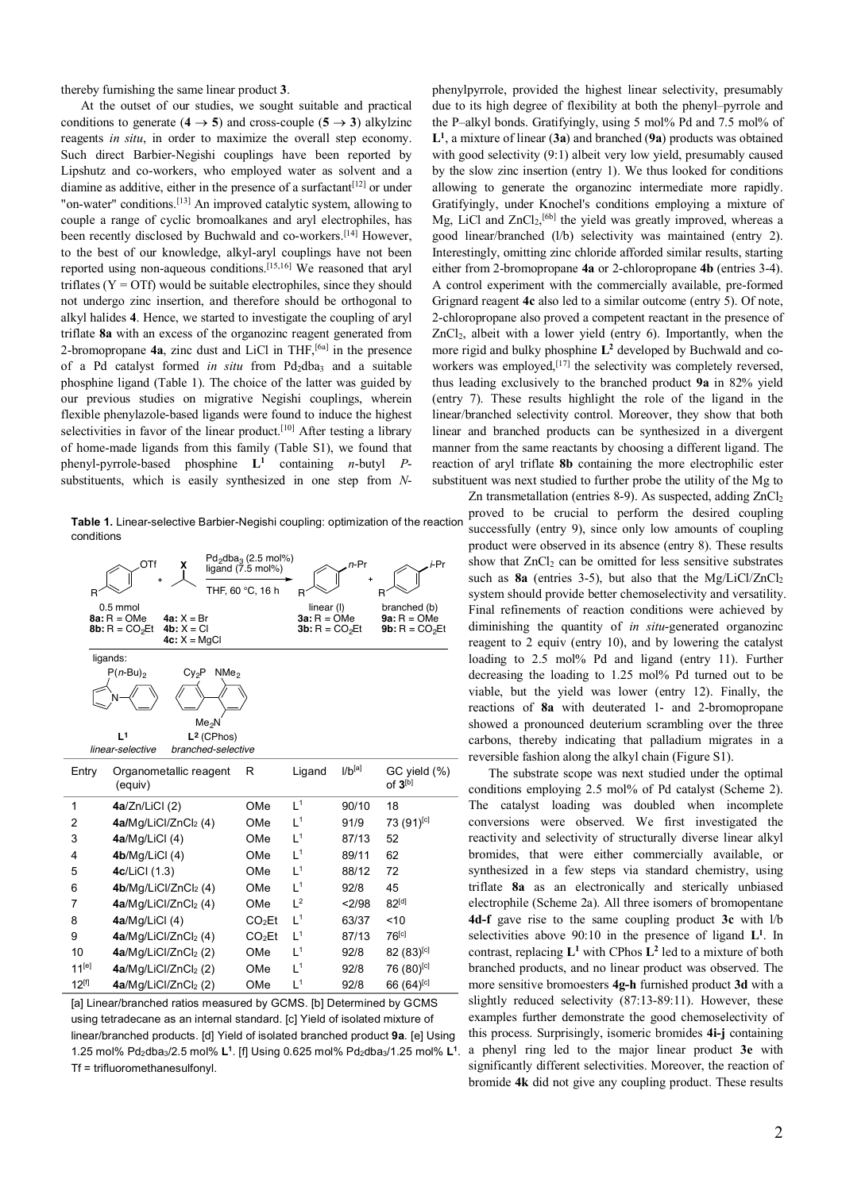thereby furnishing the same linear product **3**.

At the outset of our studies, we sought suitable and practical conditions to generate (**4** → **5**) and cross-couple (**5** → **3**) alkylzinc reagents *in situ*, in order to maximize the overall step economy. Such direct Barbier-Negishi couplings have been reported by Lipshutz and co-workers, who employed water as solvent and a diamine as additive, either in the presence of a surfactant[12] or under "on-water" conditions.[13] An improved catalytic system, allowing to couple a range of cyclic bromoalkanes and aryl electrophiles, has been recently disclosed by Buchwald and co-workers.[14] However, to the best of our knowledge, alkyl-aryl couplings have not been reported using non-aqueous conditions.[15,16] We reasoned that aryl triflates (Y = OTf) would be suitable electrophiles, since they should not undergo zinc insertion, and therefore should be orthogonal to alkyl halides **4**. Hence, we started to investigate the coupling of aryl triflate **8a** with an excess of the organozinc reagent generated from 2-bromopropane **4a**, zinc dust and LiCl in THF,[6a] in the presence of a Pd catalyst formed *in situ* from $Pd_2dba_3$ and a suitable phosphine ligand (Table 1). The choice of the latter was guided by our previous studies on migrative Negishi couplings, wherein flexible phenylazole-based ligands were found to induce the highest selectivities in favor of the linear product.[10] After testing a library of home-made ligands from this family (Table S1), we found that phenyl-pyrrole-based phosphine **L¹** containing *n*-butyl *P*-substituents, which is easily synthesized in one step from *N*-phenylpyrrole, provided the highest linear selectivity, presumably due to its high degree of flexibility at both the phenyl–pyrrole and the P–alkyl bonds. Gratifyingly, using 5 mol% Pd and 7.5 mol% of **L¹**, a mixture of linear (**3a**) and branched (**9a**) products was obtained with good selectivity (9:1) albeit very low yield, presumably caused by the slow zinc insertion (entry 1). We thus looked for conditions allowing to generate the organozinc intermediate more rapidly. Gratifyingly, under Knochel's conditions employing a mixture of Mg, LiCl and $ZnCl_2$,[6b] the yield was greatly improved, whereas a good linear/branched (l/b) selectivity was maintained (entry 2). Interestingly, omitting zinc chloride afforded similar results, starting either from 2-bromopropane **4a** or 2-chloropropane **4b** (entries 3-4). A control experiment with the commercially available, pre-formed Grignard reagent **4c** also led to a similar outcome (entry 5). Of note, 2-chloropropane also proved a competent reactant in the presence of $ZnCl_2$, albeit with a lower yield (entry 6). Importantly, when the more rigid and bulky phosphine **L²** developed by Buchwald and co-workers was employed,[17] the selectivity was completely reversed, thus leading exclusively to the branched product **9a** in 82% yield (entry 7). These results highlight the role of the ligand in the linear/branched selectivity control. Moreover, they show that both linear and branched products can be synthesized in a divergent manner from the same reactants by choosing a different ligand. The reaction of aryl triflate **8b** containing the more electrophilic ester substituent was next studied to further probe the utility of the Mg to Zn transmetallation (entries 8-9). As suspected, adding $ZnCl_2$ proved to be crucial to perform the desired coupling successfully (entry 9), since only low amounts of coupling product were observed in its absence (entry 8). These results show that $ZnCl_2$ can be omitted for less sensitive substrates such as **8a** (entries 3-5), but also that the Mg/LiCl/$ZnCl_2$ system should provide better chemoselectivity and versatility. Final refinements of reaction conditions were achieved by diminishing the quantity of *in situ*-generated organozinc reagent to 2 equiv (entry 10), and by lowering the catalyst loading to 2.5 mol% Pd and ligand (entry 11). Further decreasing the loading to 1.25 mol% Pd turned out to be viable, but the yield was lower (entry 12). Finally, the reactions of **8a** with deuterated 1- and 2-bromopropane showed a pronounced deuterium scrambling over the three carbons, thereby indicating that palladium migrates in a reversible fashion along the alkyl chain (Figure S1).

**Table 1.** Linear-selective Barbier-Negishi coupling: optimization of the reaction conditions

Reaction: Ar–OTf (0.5 mmol; **8a**: R = OMe; **8b**: R = $CO_2Et$) + *i*-Pr–X (**4a**: X = Br; **4b**: X = Cl; **4c**: X = MgCl), $Pd_2dba_3$ (2.5 mol%), ligand (7.5 mol%), THF, 60 °C, 16 h → linear (l) *n*-Pr product (**3a**: R = OMe; **3b**: R = $CO_2Et$) + branched (b) *i*-Pr product (**9a**: R = OMe; **9b**: R = $CO_2Et$).

Ligands: **L¹** ($P(n\text{-}Bu)_2$ phenylpyrrole), *linear-selective*; **L²** (CPhos, $Cy_2P$, $NMe_2$), *branched-selective*

| Entry | Organometallic reagent (equiv) | R | Ligand | l/b[a] | GC yield (%) of **3**[b] |
|---|---|---|---|---|---|
| 1 | **4a**/Zn/LiCl (2) | OMe | L¹ | 90/10 | 18 |
| 2 | **4a**/Mg/LiCl/$ZnCl_2$ (4) | OMe | L¹ | 91/9 | 73 (91)[c] |
| 3 | **4a**/Mg/LiCl (4) | OMe | L¹ | 87/13 | 52 |
| 4 | **4b**/Mg/LiCl (4) | OMe | L¹ | 89/11 | 62 |
| 5 | **4c**/LiCl (1.3) | OMe | L¹ | 88/12 | 72 |
| 6 | **4b**/Mg/LiCl/$ZnCl_2$ (4) | OMe | L¹ | 92/8 | 45 |
| 7 | **4a**/Mg/LiCl/$ZnCl_2$ (4) | OMe | L² | <2/98 | 82[d] |
| 8 | **4a**/Mg/LiCl (4) | $CO_2Et$ | L¹ | 63/37 | <10 |
| 9 | **4a**/Mg/LiCl/$ZnCl_2$ (4) | $CO_2Et$ | L¹ | 87/13 | 76[c] |
| 10 | **4a**/Mg/LiCl/$ZnCl_2$ (2) | OMe | L¹ | 92/8 | 82 (83)[c] |
| 11[e] | **4a**/Mg/LiCl/$ZnCl_2$ (2) | OMe | L¹ | 92/8 | 76 (80)[c] |
| 12[f] | **4a**/Mg/LiCl/$ZnCl_2$ (2) | OMe | L¹ | 92/8 | 66 (64)[c] |

[a] Linear/branched ratios measured by GCMS. [b] Determined by GCMS using tetradecane as an internal standard. [c] Yield of isolated mixture of linear/branched products. [d] Yield of isolated branched product **9a**. [e] Using 1.25 mol% $Pd_2dba_3$/2.5 mol% **L¹**. [f] Using 0.625 mol% $Pd_2dba_3$/1.25 mol% **L¹**. Tf = trifluoromethanesulfonyl.

The substrate scope was next studied under the optimal conditions employing 2.5 mol% of Pd catalyst (Scheme 2). The catalyst loading was doubled when incomplete conversions were observed. We first investigated the reactivity and selectivity of structurally diverse linear alkyl bromides, that were either commercially available, or synthesized in a few steps via standard chemistry, using triflate **8a** as an electronically and sterically unbiased electrophile (Scheme 2a). All three isomers of bromopentane **4d-f** gave rise to the same coupling product **3c** with l/b selectivities above 90:10 in the presence of ligand **L¹**. In contrast, replacing **L¹** with CPhos **L²** led to a mixture of both branched products, and no linear product was observed. The more sensitive bromoesters **4g-h** furnished product **3d** with a slightly reduced selectivity (87:13-89:11). However, these examples further demonstrate the good chemoselectivity of this process. Surprisingly, isomeric bromides **4i-j** containing a phenyl ring led to the major linear product **3e** with significantly different selectivities. Moreover, the reaction of bromide **4k** did not give any coupling product. These results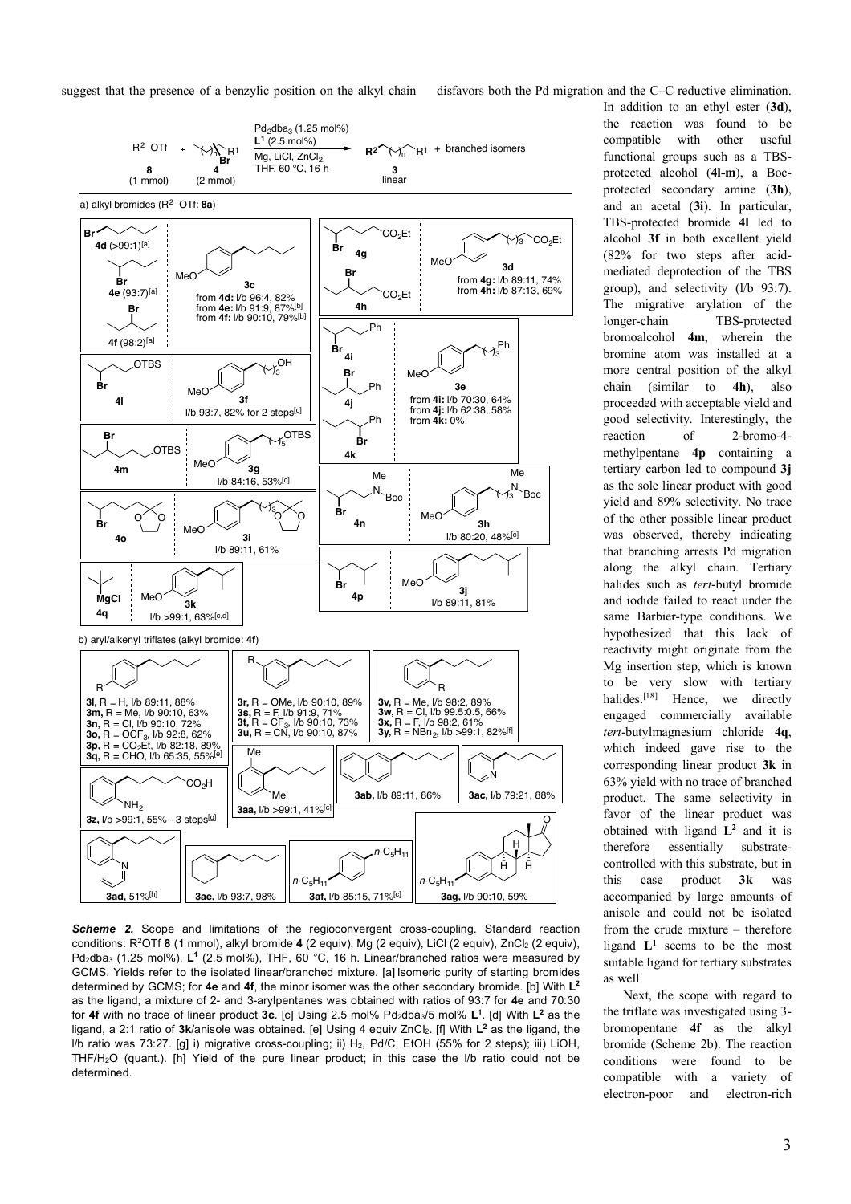suggest that the presence of a benzylic position on the alkyl chain disfavors both the Pd migration and the C–C reductive elimination.

*Scheme 2.* Scope and limitations of the regioconvergent cross-coupling. Standard reaction conditions: $R^2$OTf **8** (1 mmol), alkyl bromide **4** (2 equiv), Mg (2 equiv), LiCl (2 equiv), $ZnCl_2$ (2 equiv), $Pd_2dba_3$ (1.25 mol%), $L^1$ (2.5 mol%), THF, 60 °C, 16 h. Linear/branched ratios were measured by GCMS. Yields refer to the isolated linear/branched mixture. [a] Isomeric purity of starting bromides determined by GCMS; for **4e** and **4f**, the minor isomer was the other secondary bromide. [b] With $L^2$ as the ligand, a mixture of 2- and 3-arylpentanes was obtained with ratios of 93:7 for **4e** and 70:30 for **4f** with no trace of linear product **3c**. [c] Using 2.5 mol% $Pd_2dba_3$/5 mol% $L^1$. [d] With $L^2$ as the ligand, a 2:1 ratio of **3k**/anisole was obtained. [e] Using 4 equiv $ZnCl_2$. [f] With $L^2$ as the ligand, the l/b ratio was 73:27. [g] i) migrative cross-coupling; ii) $H_2$, Pd/C, EtOH (55% for 2 steps); iii) LiOH, THF/$H_2O$ (quant.). [h] Yield of the pure linear product; in this case the l/b ratio could not be determined.

In addition to an ethyl ester (**3d**), the reaction was found to be compatible with other useful functional groups such as a TBS-protected alcohol (**4l-m**), a Boc-protected secondary amine (**3h**), and an acetal (**3i**). In particular, TBS-protected bromide **4l** led to alcohol **3f** in both excellent yield (82% for two steps after acid-mediated deprotection of the TBS group), and selectivity (l/b 93:7). The migrative arylation of the longer-chain TBS-protected bromoalcohol **4m**, wherein the bromine atom was installed at a more central position of the alkyl chain (similar to **4h**), also proceeded with acceptable yield and good selectivity. Interestingly, the reaction of 2-bromo-4-methylpentane **4p** containing a tertiary carbon led to compound **3j** as the sole linear product with good yield and 89% selectivity. No trace of the other possible linear product was observed, thereby indicating that branching arrests Pd migration along the alkyl chain. Tertiary halides such as *tert*-butyl bromide and iodide failed to react under the same Barbier-type conditions. We hypothesized that this lack of reactivity might originate from the Mg insertion step, which is known to be very slow with tertiary halides.[18] Hence, we directly engaged commercially available *tert*-butylmagnesium chloride **4q**, which indeed gave rise to the corresponding linear product **3k** in 63% yield with no trace of branched product. The same selectivity in favor of the linear product was obtained with ligand $L^2$ and it is therefore essentially substrate-controlled with this substrate, but in this case product **3k** was accompanied by large amounts of anisole and could not be isolated from the crude mixture – therefore ligand $L^1$ seems to be the most suitable ligand for tertiary substrates as well.

Next, the scope with regard to the triflate was investigated using 3-bromopentane **4f** as the alkyl bromide (Scheme 2b). The reaction conditions were found to be compatible with a variety of electron-poor and electron-rich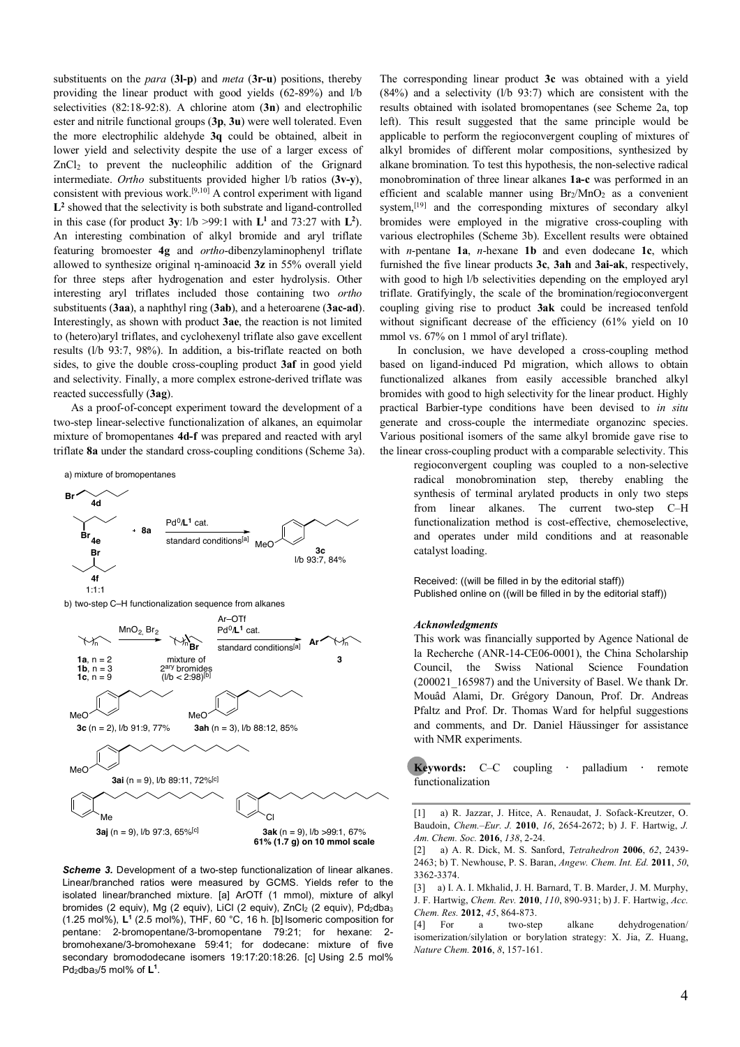substituents on the *para* (**3l-p**) and *meta* (**3r-u**) positions, thereby providing the linear product with good yields (62-89%) and l/b selectivities (82:18-92:8). A chlorine atom (**3n**) and electrophilic ester and nitrile functional groups (**3p**, **3u**) were well tolerated. Even the more electrophilic aldehyde **3q** could be obtained, albeit in lower yield and selectivity despite the use of a larger excess of $ZnCl_2$ to prevent the nucleophilic addition of the Grignard intermediate. *Ortho* substituents provided higher l/b ratios (**3v-y**), consistent with previous work.[9,10] A control experiment with ligand **L**[2] showed that the selectivity is both substrate and ligand-controlled in this case (for product **3y**: l/b >99:1 with **L**[1] and 73:27 with **L**[2]). An interesting combination of alkyl bromide and aryl triflate featuring bromoester **4g** and *ortho*-dibenzylaminophenyl triflate allowed to synthesize original η-aminoacid **3z** in 55% overall yield for three steps after hydrogenation and ester hydrolysis. Other interesting aryl triflates included those containing two *ortho* substituents (**3aa**), a naphthyl ring (**3ab**), and a heteroarene (**3ac-ad**). Interestingly, as shown with product **3ae**, the reaction is not limited to (hetero)aryl triflates, and cyclohexenyl triflate also gave excellent results (l/b 93:7, 98%). In addition, a bis-triflate reacted on both sides, to give the double cross-coupling product **3af** in good yield and selectivity. Finally, a more complex estrone-derived triflate was reacted successfully (**3ag**).

As a proof-of-concept experiment toward the development of a two-step linear-selective functionalization of alkanes, an equimolar mixture of bromopentanes **4d-f** was prepared and reacted with aryl triflate **8a** under the standard cross-coupling conditions (Scheme 3a).

a) mixture of bromopentanes

4d, 4e, 4f (1:1:1) + 8a → Pd⁰/L1 cat., standard conditions[a] → 3c, l/b 93:7, 84%

b) two-step C–H functionalization sequence from alkanes

1a, n = 2; 1b, n = 3; 1c, n = 9 → MnO₂, Br₂ → mixture of 2ary bromides (l/b < 2:98)[b] → Ar–OTf, Pd⁰/L1 cat., standard conditions[a] → 3

3c (n = 2), l/b 91:9, 77%

3ah (n = 3), l/b 88:12, 85%

3ai (n = 9), l/b 89:11, 72%[c]

3aj (n = 9), l/b 97:3, 65%[c]

3ak (n = 9), l/b >99:1, 67%
**61% (1.7 g) on 10 mmol scale**

***Scheme 3.*** Development of a two-step functionalization of linear alkanes. Linear/branched ratios were measured by GCMS. Yields refer to the isolated linear/branched mixture. [a] ArOTf (1 mmol), mixture of alkyl bromides (2 equiv), Mg (2 equiv), LiCl (2 equiv), $ZnCl_2$ (2 equiv), $Pd_2dba_3$ (1.25 mol%), **L**[1] (2.5 mol%), THF, 60 °C, 16 h. [b] Isomeric composition for pentane: 2-bromopentane/3-bromopentane 79:21; for hexane: 2-bromohexane/3-bromohexane 59:41; for dodecane: mixture of five secondary bromododecane isomers 19:17:20:18:26. [c] Using 2.5 mol% $Pd_2dba_3$/5 mol% of **L**[1].

The corresponding linear product **3c** was obtained with a yield (84%) and a selectivity (l/b 93:7) which are consistent with the results obtained with isolated bromopentanes (see Scheme 2a, top left). This result suggested that the same principle would be applicable to perform the regioconvergent coupling of mixtures of alkyl bromides of different molar compositions, synthesized by alkane bromination. To test this hypothesis, the non-selective radical monobromination of three linear alkanes **1a-c** was performed in an efficient and scalable manner using $Br_2/MnO_2$ as a convenient system,[19] and the corresponding mixtures of secondary alkyl bromides were employed in the migrative cross-coupling with various electrophiles (Scheme 3b). Excellent results were obtained with *n*-pentane **1a**, *n*-hexane **1b** and even dodecane **1c**, which furnished the five linear products **3c**, **3ah** and **3ai-ak**, respectively, with good to high l/b selectivities depending on the employed aryl triflate. Gratifyingly, the scale of the bromination/regioconvergent coupling giving rise to product **3ak** could be increased tenfold without significant decrease of the efficiency (61% yield on 10 mmol vs. 67% on 1 mmol of aryl triflate).

In conclusion, we have developed a cross-coupling method based on ligand-induced Pd migration, which allows to obtain functionalized alkanes from easily accessible branched alkyl bromides with good to high selectivity for the linear product. Highly practical Barbier-type conditions have been devised to *in situ* generate and cross-couple the intermediate organozinc species. Various positional isomers of the same alkyl bromide gave rise to the linear cross-coupling product with a comparable selectivity. This regioconvergent coupling was coupled to a non-selective radical monobromination step, thereby enabling the synthesis of terminal arylated products in only two steps from linear alkanes. The current two-step C–H functionalization method is cost-effective, chemoselective, and operates under mild conditions and at reasonable catalyst loading.

Received: ((will be filled in by the editorial staff))
Published online on ((will be filled in by the editorial staff))

### *Acknowledgments*

This work was financially supported by Agence National de la Recherche (ANR-14-CE06-0001), the China Scholarship Council, the Swiss National Science Foundation (200021_165987) and the University of Basel. We thank Dr. Mouâd Alami, Dr. Grégory Danoun, Prof. Dr. Andreas Pfaltz and Prof. Dr. Thomas Ward for helpful suggestions and comments, and Dr. Daniel Häussinger for assistance with NMR experiments.

**Keywords:** C–C coupling · palladium · remote functionalization

[1] a) R. Jazzar, J. Hitce, A. Renaudat, J. Sofack-Kreutzer, O. Baudoin, *Chem.–Eur. J.* **2010**, *16*, 2654-2672; b) J. F. Hartwig, *J. Am. Chem. Soc.* **2016**, *138*, 2-24.

[2] a) A. R. Dick, M. S. Sanford, *Tetrahedron* **2006**, *62*, 2439-2463; b) T. Newhouse, P. S. Baran, *Angew. Chem. Int. Ed.* **2011**, *50*, 3362-3374.

[3] a) I. A. I. Mkhalid, J. H. Barnard, T. B. Marder, J. M. Murphy, J. F. Hartwig, *Chem. Rev.* **2010**, *110*, 890-931; b) J. F. Hartwig, *Acc. Chem. Res.* **2012**, *45*, 864-873.

[4] For a two-step alkane dehydrogenation/ isomerization/silylation or borylation strategy: X. Jia, Z. Huang, *Nature Chem.* **2016**, *8*, 157-161.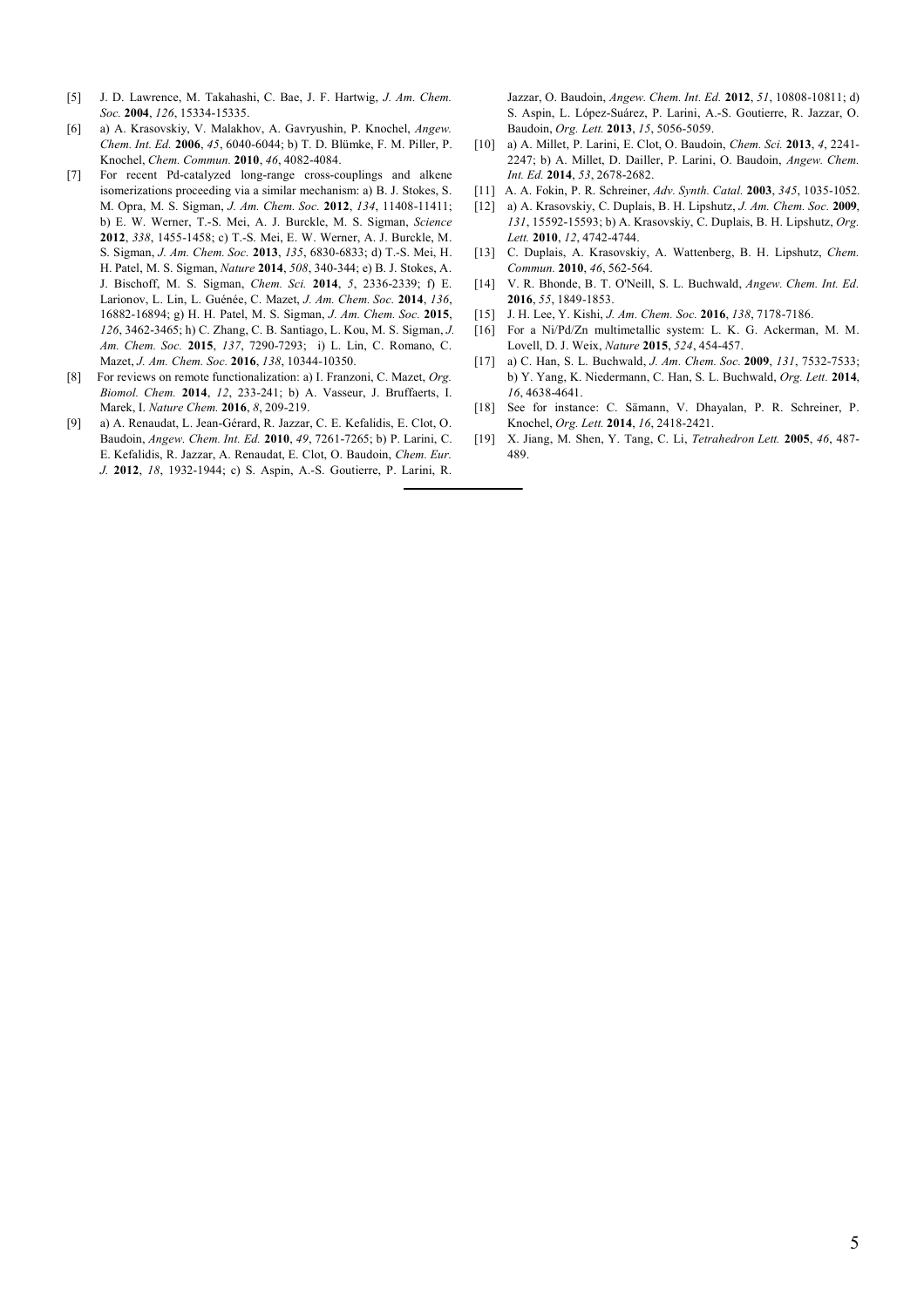[5] J. D. Lawrence, M. Takahashi, C. Bae, J. F. Hartwig, *J. Am. Chem. Soc.* **2004**, *126*, 15334-15335.

[6] a) A. Krasovskiy, V. Malakhov, A. Gavryushin, P. Knochel, *Angew. Chem. Int. Ed.* **2006**, *45*, 6040-6044; b) T. D. Blümke, F. M. Piller, P. Knochel, *Chem. Commun.* **2010**, *46*, 4082-4084.

[7] For recent Pd-catalyzed long-range cross-couplings and alkene isomerizations proceeding via a similar mechanism: a) B. J. Stokes, S. M. Opra, M. S. Sigman, *J. Am. Chem. Soc.* **2012**, *134*, 11408-11411; b) E. W. Werner, T.-S. Mei, A. J. Burckle, M. S. Sigman, *Science* **2012**, *338*, 1455-1458; c) T.-S. Mei, E. W. Werner, A. J. Burckle, M. S. Sigman, *J. Am. Chem. Soc.* **2013**, *135*, 6830-6833; d) T.-S. Mei, H. H. Patel, M. S. Sigman, *Nature* **2014**, *508*, 340-344; e) B. J. Stokes, A. J. Bischoff, M. S. Sigman, *Chem. Sci.* **2014**, *5*, 2336-2339; f) E. Larionov, L. Lin, L. Guénée, C. Mazet, *J. Am. Chem. Soc.* **2014**, *136*, 16882-16894; g) H. H. Patel, M. S. Sigman, *J. Am. Chem. Soc.* **2015**, *126*, 3462-3465; h) C. Zhang, C. B. Santiago, L. Kou, M. S. Sigman, *J. Am. Chem. Soc.* **2015**, *137*, 7290-7293; i) L. Lin, C. Romano, C. Mazet, *J. Am. Chem. Soc.* **2016**, *138*, 10344-10350.

[8] For reviews on remote functionalization: a) I. Franzoni, C. Mazet, *Org. Biomol. Chem.* **2014**, *12*, 233-241; b) A. Vasseur, J. Bruffaerts, I. Marek, I. *Nature Chem.* **2016**, *8*, 209-219.

[9] a) A. Renaudat, L. Jean-Gérard, R. Jazzar, C. E. Kefalidis, E. Clot, O. Baudoin, *Angew. Chem. Int. Ed.* **2010**, *49*, 7261-7265; b) P. Larini, C. E. Kefalidis, R. Jazzar, A. Renaudat, E. Clot, O. Baudoin, *Chem. Eur. J.* **2012**, *18*, 1932-1944; c) S. Aspin, A.-S. Goutierre, P. Larini, R. Jazzar, O. Baudoin, *Angew. Chem. Int. Ed.* **2012**, *51*, 10808-10811; d) S. Aspin, L. López-Suárez, P. Larini, A.-S. Goutierre, R. Jazzar, O. Baudoin, *Org. Lett.* **2013**, *15*, 5056-5059.

[10] a) A. Millet, P. Larini, E. Clot, O. Baudoin, *Chem. Sci.* **2013**, *4*, 2241-2247; b) A. Millet, D. Dailler, P. Larini, O. Baudoin, *Angew. Chem. Int. Ed.* **2014**, *53*, 2678-2682.

[11] A. A. Fokin, P. R. Schreiner, *Adv. Synth. Catal.* **2003**, *345*, 1035-1052.

[12] a) A. Krasovskiy, C. Duplais, B. H. Lipshutz, *J. Am. Chem. Soc.* **2009**, *131*, 15592-15593; b) A. Krasovskiy, C. Duplais, B. H. Lipshutz, *Org. Lett.* **2010**, *12*, 4742-4744.

[13] C. Duplais, A. Krasovskiy, A. Wattenberg, B. H. Lipshutz, *Chem. Commun.* **2010**, *46*, 562-564.

[14] V. R. Bhonde, B. T. O'Neill, S. L. Buchwald, *Angew. Chem. Int. Ed.* **2016**, *55*, 1849-1853.

[15] J. H. Lee, Y. Kishi, *J. Am. Chem. Soc.* **2016**, *138*, 7178-7186.

[16] For a Ni/Pd/Zn multimetallic system: L. K. G. Ackerman, M. M. Lovell, D. J. Weix, *Nature* **2015**, *524*, 454-457.

[17] a) C. Han, S. L. Buchwald, *J. Am. Chem. Soc.* **2009**, *131*, 7532-7533; b) Y. Yang, K. Niedermann, C. Han, S. L. Buchwald, *Org. Lett.* **2014**, *16*, 4638-4641.

[18] See for instance: C. Sämann, V. Dhayalan, P. R. Schreiner, P. Knochel, *Org. Lett.* **2014**, *16*, 2418-2421.

[19] X. Jiang, M. Shen, Y. Tang, C. Li, *Tetrahedron Lett.* **2005**, *46*, 487-489.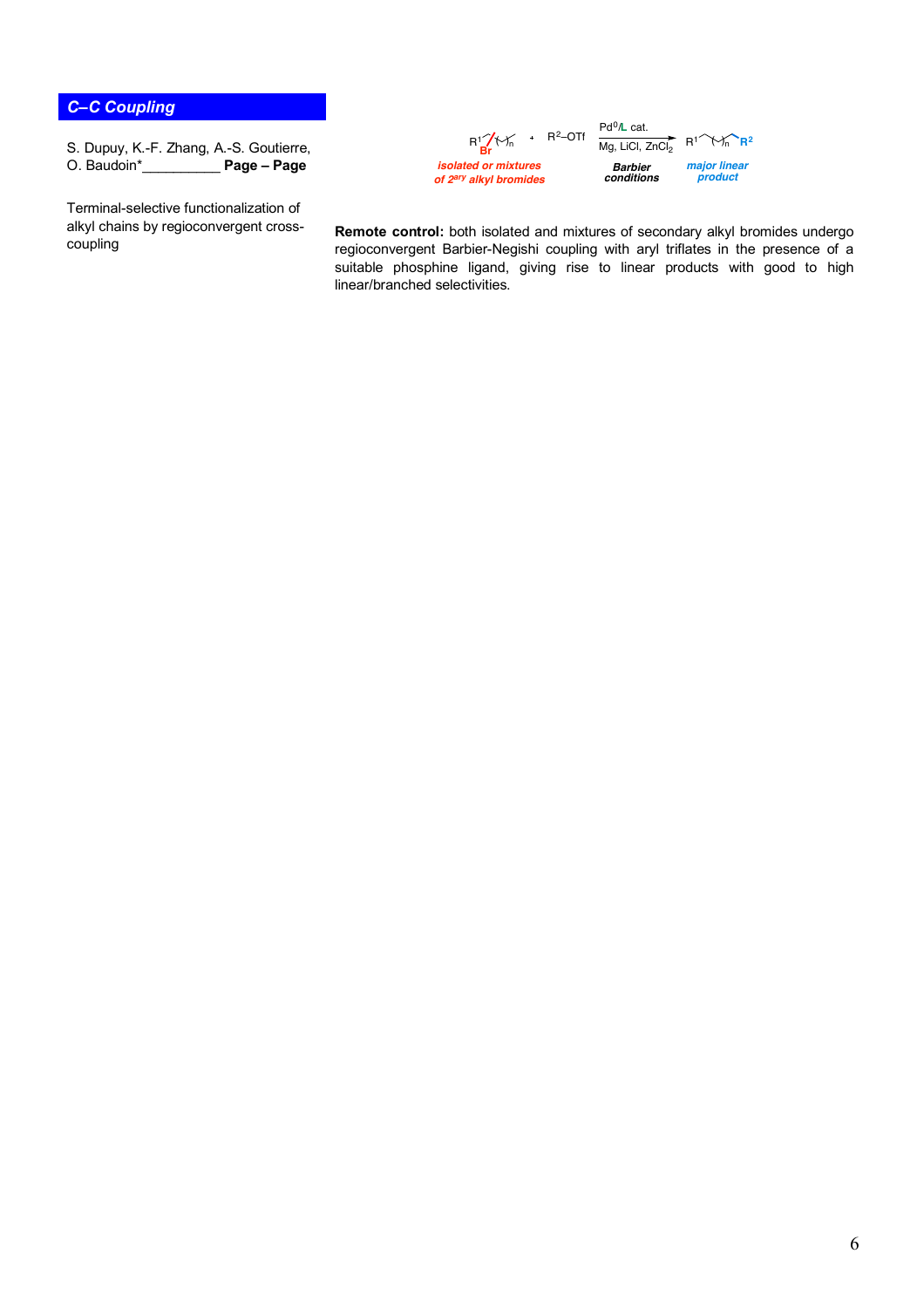## *C–C Coupling*

S. Dupuy, K.-F. Zhang, A.-S. Goutierre, O. Baudoin*__________ **Page – Page**

Terminal-selective functionalization of alkyl chains by regioconvergent cross-coupling

$R^1$ ... Br + $R^2$–OTf → $R^1$ ... $R^2$

$Pd^0$/L cat.

Mg, LiCl, $ZnCl_2$

*isolated or mixtures of $2^{ary}$ alkyl bromides*

*Barbier conditions*

*major linear product*

**Remote control:** both isolated and mixtures of secondary alkyl bromides undergo regioconvergent Barbier-Negishi coupling with aryl triflates in the presence of a suitable phosphine ligand, giving rise to linear products with good to high linear/branched selectivities.